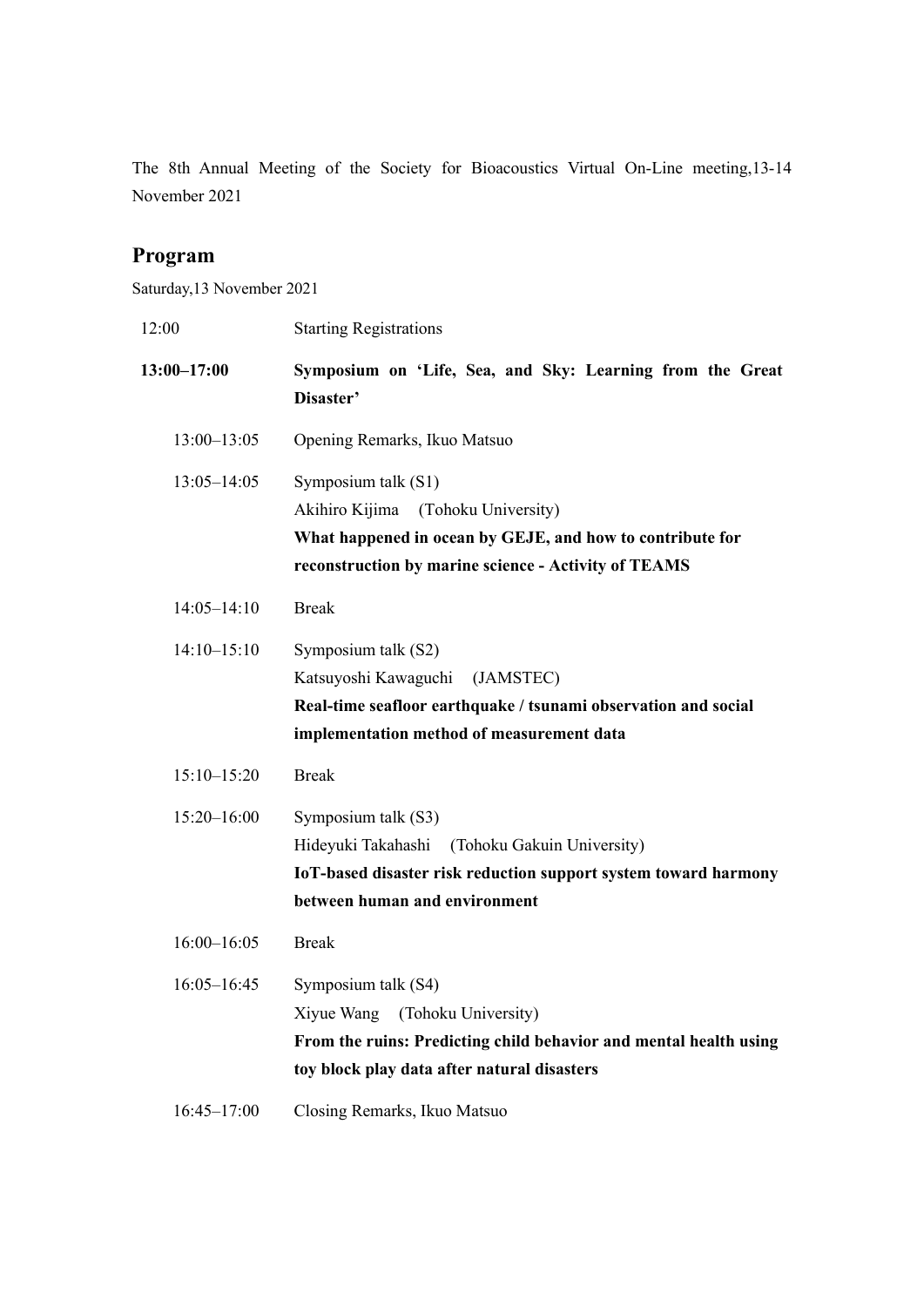The 8th Annual Meeting of the Society for Bioacoustics Virtual On-Line meeting,13-14 November 2021

## Program

Saturday,13 November 2021

| | |
|---|---|
| 12:00 | Starting Registrations |
| **13:00–17:00** | **Symposium on 'Life, Sea, and Sky: Learning from the Great Disaster'** |
| 13:00–13:05 | Opening Remarks, Ikuo Matsuo |
| 13:05–14:05 | Symposium talk (S1)<br>Akihiro Kijima (Tohoku University)<br>**What happened in ocean by GEJE, and how to contribute for reconstruction by marine science - Activity of TEAMS** |
| 14:05–14:10 | Break |
| 14:10–15:10 | Symposium talk (S2)<br>Katsuyoshi Kawaguchi (JAMSTEC)<br>**Real-time seafloor earthquake / tsunami observation and social implementation method of measurement data** |
| 15:10–15:20 | Break |
| 15:20–16:00 | Symposium talk (S3)<br>Hideyuki Takahashi (Tohoku Gakuin University)<br>**IoT-based disaster risk reduction support system toward harmony between human and environment** |
| 16:00–16:05 | Break |
| 16:05–16:45 | Symposium talk (S4)<br>Xiyue Wang (Tohoku University)<br>**From the ruins: Predicting child behavior and mental health using toy block play data after natural disasters** |
| 16:45–17:00 | Closing Remarks, Ikuo Matsuo |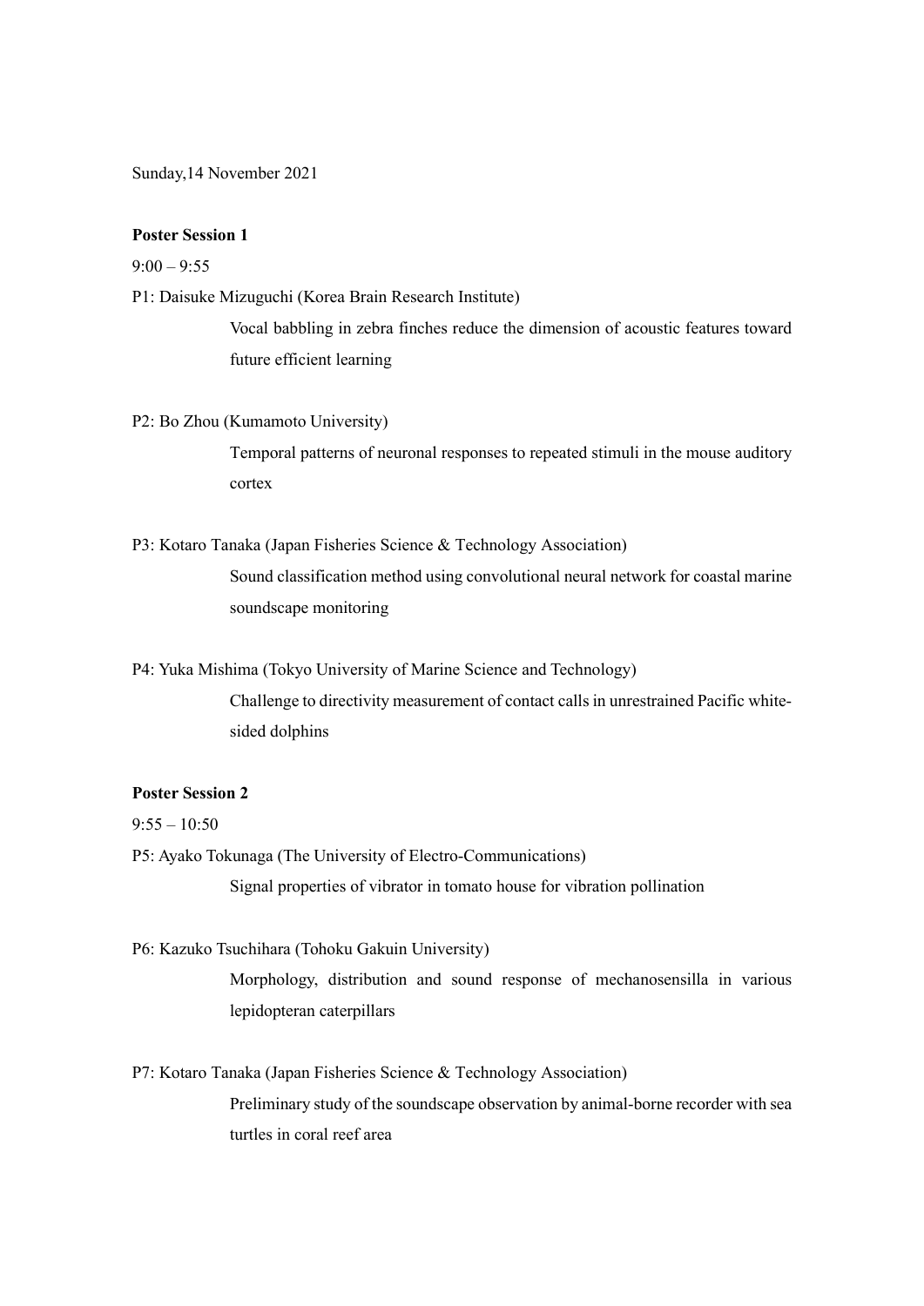Sunday,14 November 2021

**Poster Session 1**

9:00 – 9:55

P1: Daisuke Mizuguchi (Korea Brain Research Institute)

Vocal babbling in zebra finches reduce the dimension of acoustic features toward future efficient learning

P2: Bo Zhou (Kumamoto University)

Temporal patterns of neuronal responses to repeated stimuli in the mouse auditory cortex

P3: Kotaro Tanaka (Japan Fisheries Science & Technology Association)

Sound classification method using convolutional neural network for coastal marine soundscape monitoring

P4: Yuka Mishima (Tokyo University of Marine Science and Technology)

Challenge to directivity measurement of contact calls in unrestrained Pacific white-sided dolphins

**Poster Session 2**

9:55 – 10:50

P5: Ayako Tokunaga (The University of Electro-Communications)

Signal properties of vibrator in tomato house for vibration pollination

P6: Kazuko Tsuchihara (Tohoku Gakuin University)

Morphology, distribution and sound response of mechanosensilla in various lepidopteran caterpillars

P7: Kotaro Tanaka (Japan Fisheries Science & Technology Association)

Preliminary study of the soundscape observation by animal-borne recorder with sea turtles in coral reef area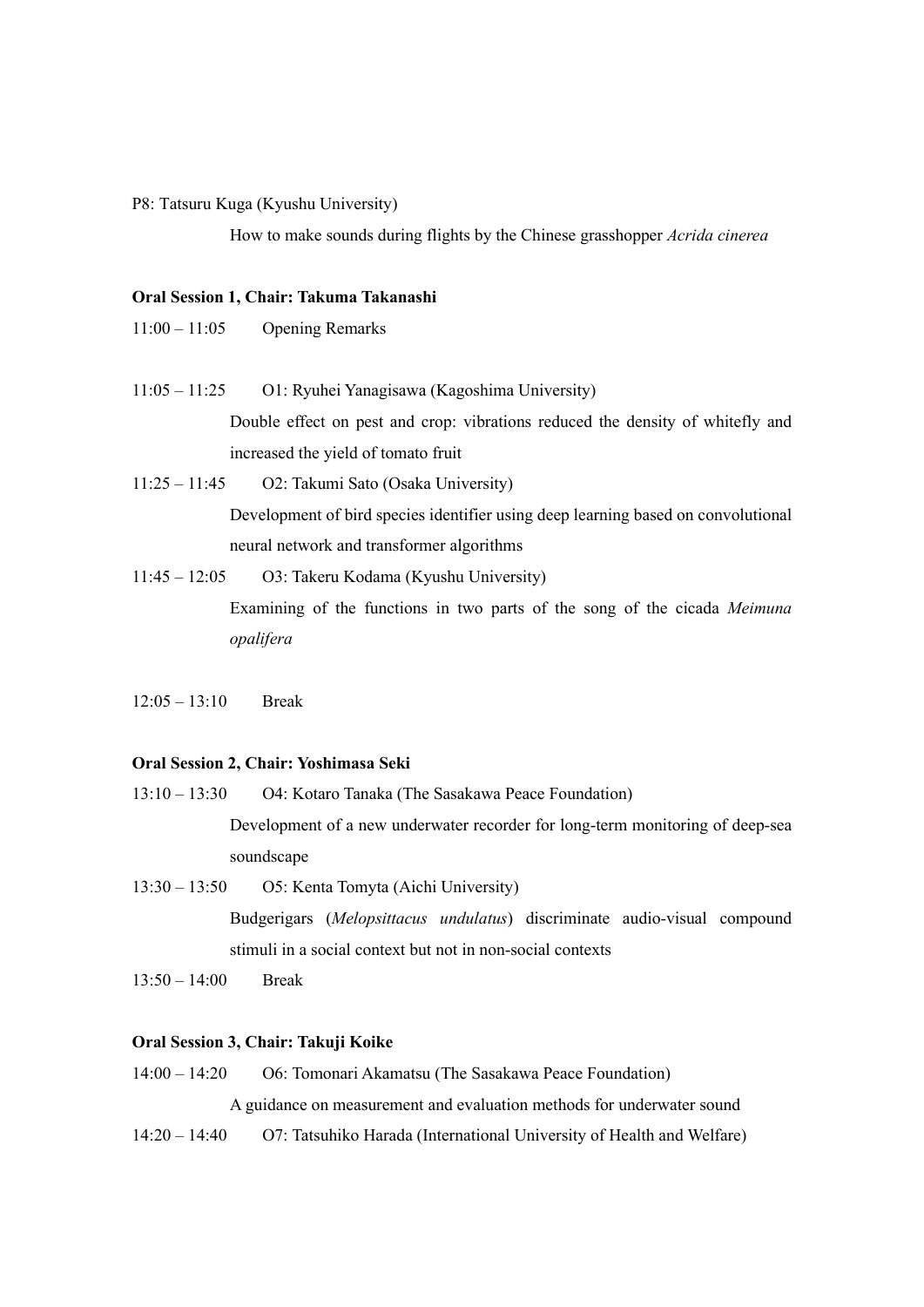P8: Tatsuru Kuga (Kyushu University)

How to make sounds during flights by the Chinese grasshopper *Acrida cinerea*

**Oral Session 1, Chair: Takuma Takanashi**

11:00 – 11:05 Opening Remarks

11:05 – 11:25 O1: Ryuhei Yanagisawa (Kagoshima University)

Double effect on pest and crop: vibrations reduced the density of whitefly and increased the yield of tomato fruit

11:25 – 11:45 O2: Takumi Sato (Osaka University)

Development of bird species identifier using deep learning based on convolutional neural network and transformer algorithms

11:45 – 12:05 O3: Takeru Kodama (Kyushu University)

Examining of the functions in two parts of the song of the cicada *Meimuna opalifera*

12:05 – 13:10 Break

**Oral Session 2, Chair: Yoshimasa Seki**

13:10 – 13:30 O4: Kotaro Tanaka (The Sasakawa Peace Foundation)

Development of a new underwater recorder for long-term monitoring of deep-sea soundscape

13:30 – 13:50 O5: Kenta Tomyta (Aichi University)

Budgerigars (*Melopsittacus undulatus*) discriminate audio-visual compound stimuli in a social context but not in non-social contexts

13:50 – 14:00 Break

**Oral Session 3, Chair: Takuji Koike**

14:00 – 14:20 O6: Tomonari Akamatsu (The Sasakawa Peace Foundation)

A guidance on measurement and evaluation methods for underwater sound

14:20 – 14:40 O7: Tatsuhiko Harada (International University of Health and Welfare)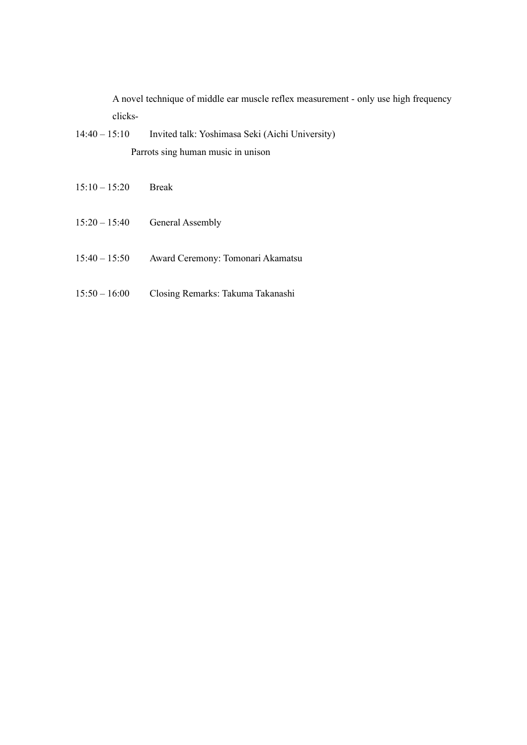A novel technique of middle ear muscle reflex measurement - only use high frequency clicks-

14:40 – 15:10 Invited talk: Yoshimasa Seki (Aichi University)

Parrots sing human music in unison

15:10 – 15:20 Break

15:20 – 15:40 General Assembly

15:40 – 15:50 Award Ceremony: Tomonari Akamatsu

15:50 – 16:00 Closing Remarks: Takuma Takanashi